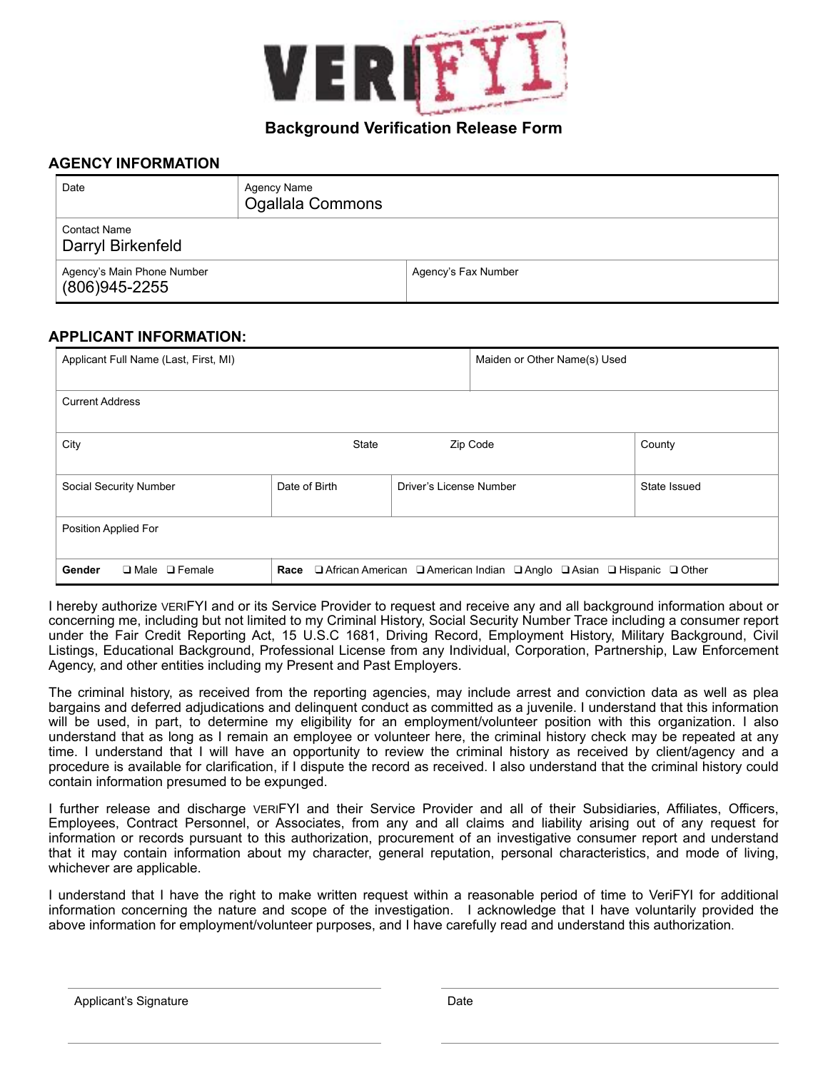# VERIFYI

## Background Verification Release Form

### AGENCY INFORMATION

| Date | Agency Name<br>Ogallala Commons |
|---|---|
| Contact Name<br>Darryl Birkenfeld | |
| Agency's Main Phone Number<br>(806)945-2255 | Agency's Fax Number |

### APPLICANT INFORMATION:

| Applicant Full Name (Last, First, MI) | | | | Maiden or Other Name(s) Used |
|---|---|---|---|---|
| Current Address | | | | |
| City | State | Zip Code | | County |
| Social Security Number | Date of Birth | Driver's License Number | | State Issued |
| Position Applied For | | | | |
| **Gender** ❑ Male ❑ Female | **Race** ❑ African American ❑ American Indian ❑ Anglo ❑ Asian ❑ Hispanic ❑ Other | | | |

I hereby authorize VERIFYI and or its Service Provider to request and receive any and all background information about or concerning me, including but not limited to my Criminal History, Social Security Number Trace including a consumer report under the Fair Credit Reporting Act, 15 U.S.C 1681, Driving Record, Employment History, Military Background, Civil Listings, Educational Background, Professional License from any Individual, Corporation, Partnership, Law Enforcement Agency, and other entities including my Present and Past Employers.

The criminal history, as received from the reporting agencies, may include arrest and conviction data as well as plea bargains and deferred adjudications and delinquent conduct as committed as a juvenile. I understand that this information will be used, in part, to determine my eligibility for an employment/volunteer position with this organization. I also understand that as long as I remain an employee or volunteer here, the criminal history check may be repeated at any time. I understand that I will have an opportunity to review the criminal history as received by client/agency and a procedure is available for clarification, if I dispute the record as received. I also understand that the criminal history could contain information presumed to be expunged.

I further release and discharge VERIFYI and their Service Provider and all of their Subsidiaries, Affiliates, Officers, Employees, Contract Personnel, or Associates, from any and all claims and liability arising out of any request for information or records pursuant to this authorization, procurement of an investigative consumer report and understand that it may contain information about my character, general reputation, personal characteristics, and mode of living, whichever are applicable.

I understand that I have the right to make written request within a reasonable period of time to VeriFYI for additional information concerning the nature and scope of the investigation. I acknowledge that I have voluntarily provided the above information for employment/volunteer purposes, and I have carefully read and understand this authorization.

Applicant's Signature ______________________ Date ______________________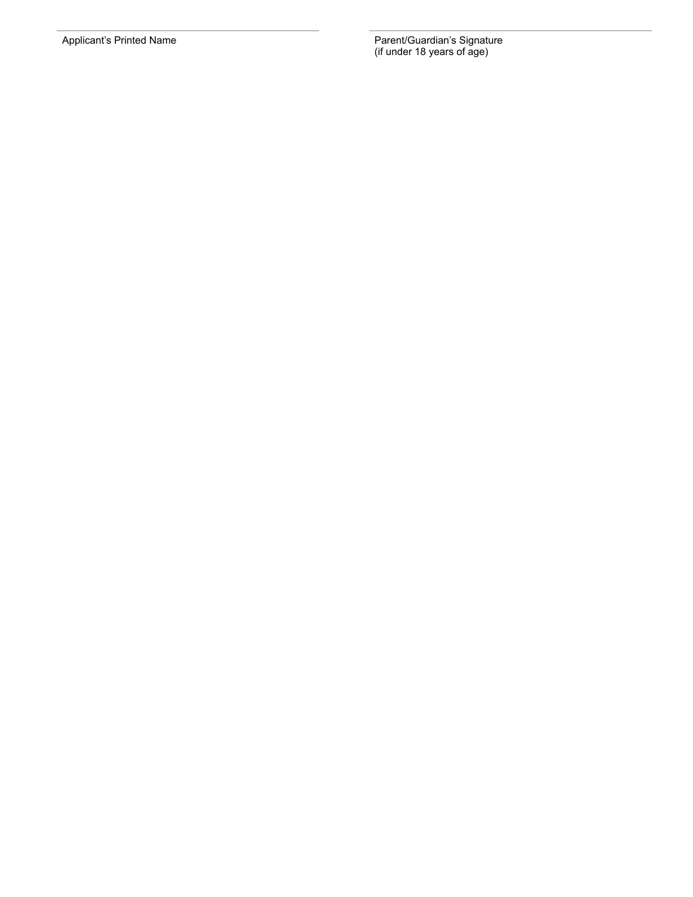| | |
|---|---|
| Applicant's Printed Name | Parent/Guardian's Signature<br>(if under 18 years of age) |